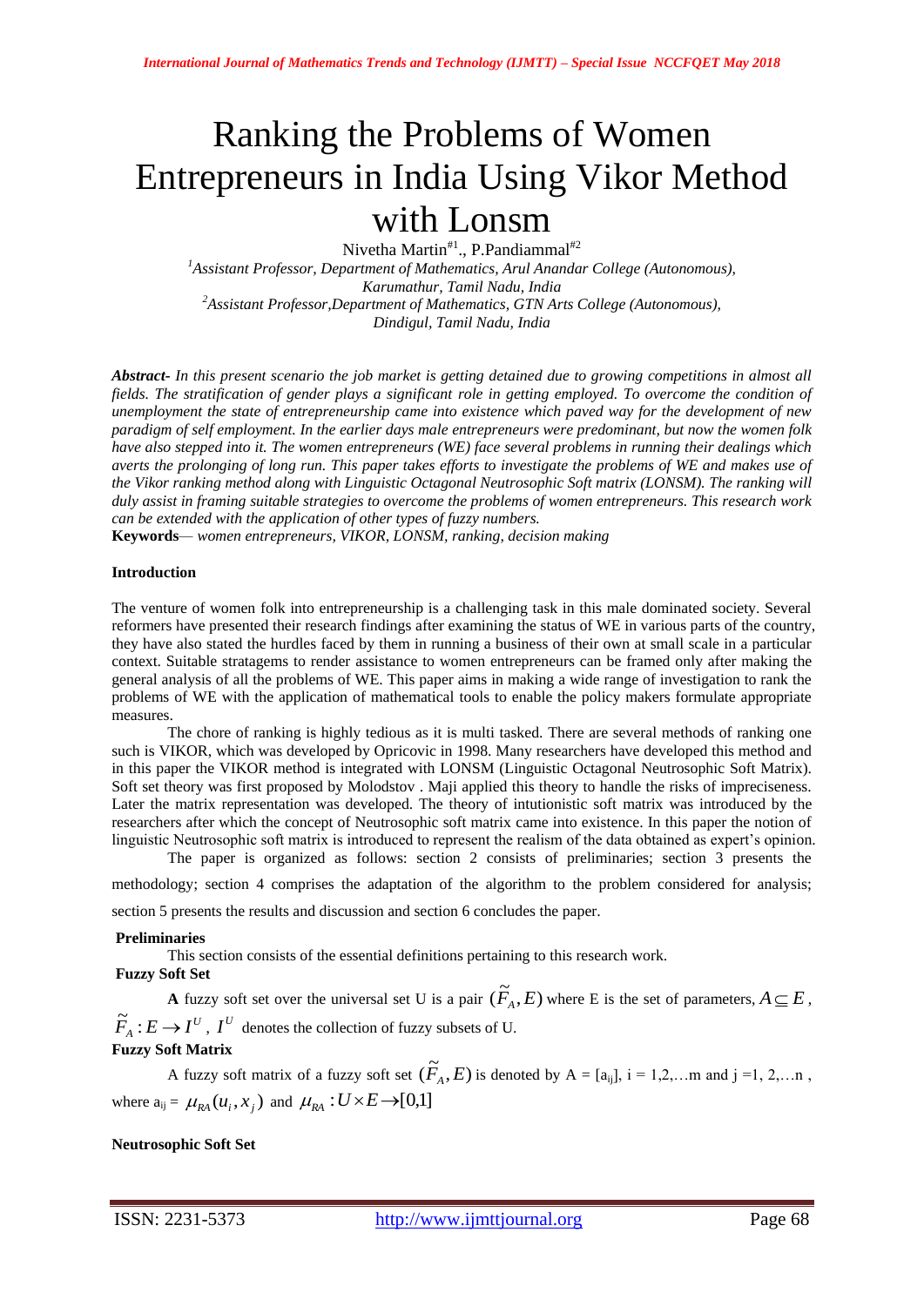# Ranking the Problems of Women Entrepreneurs in India Using Vikor Method with Lonsm

Nivetha Martin[#1]., P.Pandiammal[#2]

[1]Assistant Professor, Department of Mathematics, Arul Anandar College (Autonomous), Karumathur, Tamil Nadu, India

[2]Assistant Professor,Department of Mathematics, GTN Arts College (Autonomous), Dindigul, Tamil Nadu, India

***Abstract-*** *In this present scenario the job market is getting detained due to growing competitions in almost all fields. The stratification of gender plays a significant role in getting employed. To overcome the condition of unemployment the state of entrepreneurship came into existence which paved way for the development of new paradigm of self employment. In the earlier days male entrepreneurs were predominant, but now the women folk have also stepped into it. The women entrepreneurs (WE) face several problems in running their dealings which averts the prolonging of long run. This paper takes efforts to investigate the problems of WE and makes use of the Vikor ranking method along with Linguistic Octagonal Neutrosophic Soft matrix (LONSM). The ranking will duly assist in framing suitable strategies to overcome the problems of women entrepreneurs. This research work can be extended with the application of other types of fuzzy numbers.*

**Keywords**— *women entrepreneurs, VIKOR, LONSM, ranking, decision making*

## Introduction

The venture of women folk into entrepreneurship is a challenging task in this male dominated society. Several reformers have presented their research findings after examining the status of WE in various parts of the country, they have also stated the hurdles faced by them in running a business of their own at small scale in a particular context. Suitable stratagems to render assistance to women entrepreneurs can be framed only after making the general analysis of all the problems of WE. This paper aims in making a wide range of investigation to rank the problems of WE with the application of mathematical tools to enable the policy makers formulate appropriate measures.

The chore of ranking is highly tedious as it is multi tasked. There are several methods of ranking one such is VIKOR, which was developed by Opricovic in 1998. Many researchers have developed this method and in this paper the VIKOR method is integrated with LONSM (Linguistic Octagonal Neutrosophic Soft Matrix). Soft set theory was first proposed by Molodstov . Maji applied this theory to handle the risks of impreciseness. Later the matrix representation was developed. The theory of intutionistic soft matrix was introduced by the researchers after which the concept of Neutrosophic soft matrix came into existence. In this paper the notion of linguistic Neutrosophic soft matrix is introduced to represent the realism of the data obtained as expert's opinion.

The paper is organized as follows: section 2 consists of preliminaries; section 3 presents the methodology; section 4 comprises the adaptation of the algorithm to the problem considered for analysis; section 5 presents the results and discussion and section 6 concludes the paper.

## Preliminaries

This section consists of the essential definitions pertaining to this research work.

### Fuzzy Soft Set

**A** fuzzy soft set over the universal set U is a pair $(\widetilde{F}_A, E)$ where E is the set of parameters, $A \subseteq E$, $\widetilde{F}_A : E \rightarrow I^U$, $I^U$ denotes the collection of fuzzy subsets of U.

### Fuzzy Soft Matrix

A fuzzy soft matrix of a fuzzy soft set $(\widetilde{F}_A, E)$ is denoted by A = $[a_{ij}]$, i = 1,2,…m and j =1, 2,…n , where $a_{ij} = \mu_{RA}(u_i, x_j)$ and $\mu_{RA} : U \times E \rightarrow [0,1]$

### Neutrosophic Soft Set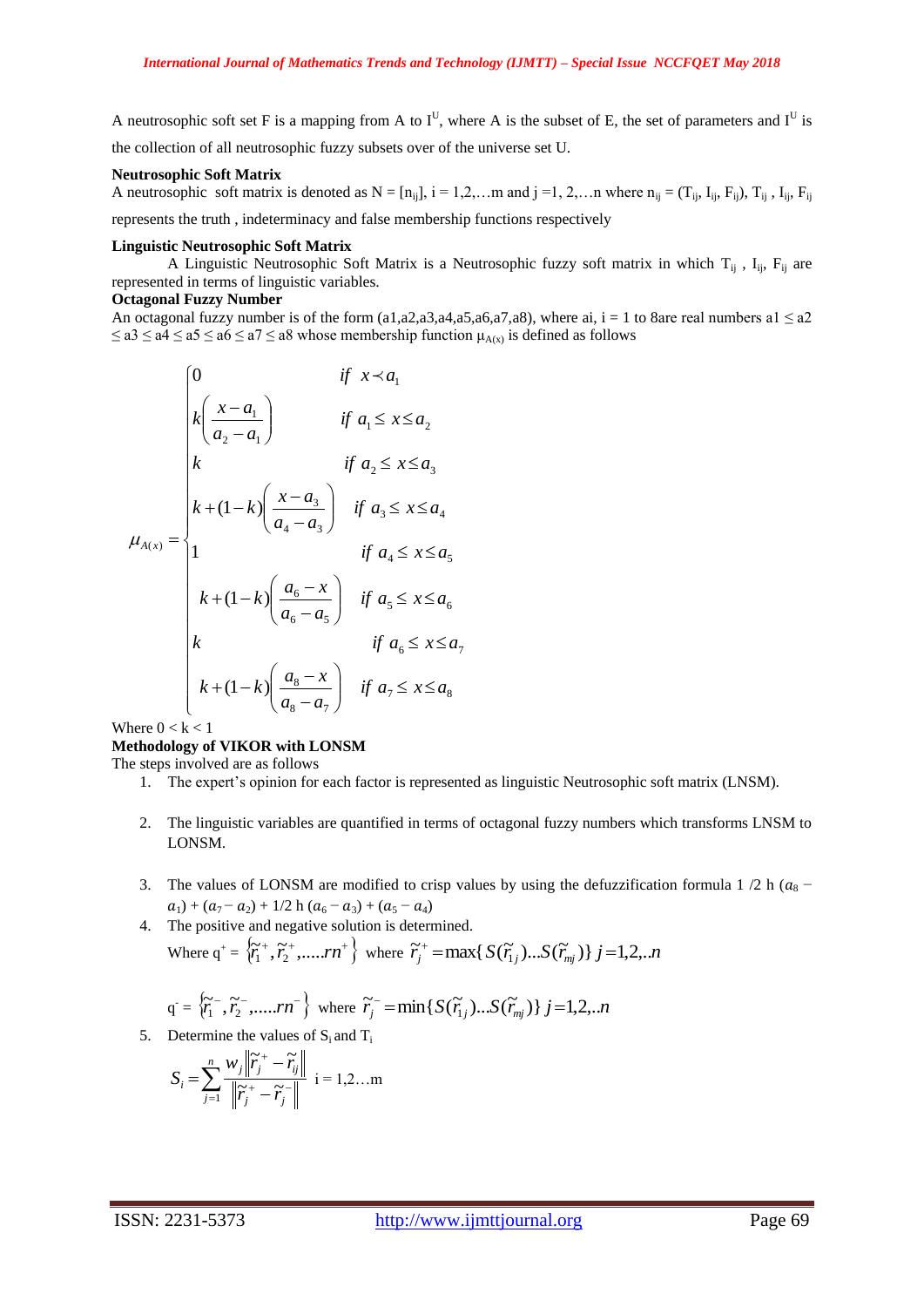A neutrosophic soft set F is a mapping from A to $I^U$, where A is the subset of E, the set of parameters and $I^U$ is the collection of all neutrosophic fuzzy subsets over of the universe set U.

**Neutrosophic Soft Matrix**

A neutrosophic soft matrix is denoted as N = $[n_{ij}]$, i = 1,2,…m and j =1, 2,…n where $n_{ij} = (T_{ij}, I_{ij}, F_{ij})$, $T_{ij}$ , $I_{ij}$, $F_{ij}$ represents the truth , indeterminacy and false membership functions respectively

**Linguistic Neutrosophic Soft Matrix**

A Linguistic Neutrosophic Soft Matrix is a Neutrosophic fuzzy soft matrix in which $T_{ij}$ , $I_{ij}$, $F_{ij}$ are represented in terms of linguistic variables.

**Octagonal Fuzzy Number**

An octagonal fuzzy number is of the form (a1,a2,a3,a4,a5,a6,a7,a8), where ai, i = 1 to 8are real numbers a1 ≤ a2 ≤ a3 ≤ a4 ≤ a5 ≤ a6 ≤ a7 ≤ a8 whose membership function $\mu_{A(x)}$ is defined as follows

$$\mu_{A(x)} = \begin{cases} 0 & if \;\; x \prec a_1 \\ k\left(\dfrac{x-a_1}{a_2-a_1}\right) & if \;\; a_1 \le x \le a_2 \\ k & if \;\; a_2 \le x \le a_3 \\ k+(1-k)\left(\dfrac{x-a_3}{a_4-a_3}\right) & if \;\; a_3 \le x \le a_4 \\ 1 & if \;\; a_4 \le x \le a_5 \\ k+(1-k)\left(\dfrac{a_6-x}{a_6-a_5}\right) & if \;\; a_5 \le x \le a_6 \\ k & if \;\; a_6 \le x \le a_7 \\ k+(1-k)\left(\dfrac{a_8-x}{a_8-a_7}\right) & if \;\; a_7 \le x \le a_8 \end{cases}$$

Where 0 < k < 1

**Methodology of VIKOR with LONSM**

The steps involved are as follows

1. The expert's opinion for each factor is represented as linguistic Neutrosophic soft matrix (LNSM).

2. The linguistic variables are quantified in terms of octagonal fuzzy numbers which transforms LNSM to LONSM.

3. The values of LONSM are modified to crisp values by using the defuzzification formula 1 /2 h $(a_8 - a_1) + (a_7 - a_2)$ + 1/2 h $(a_6 - a_3) + (a_5 - a_4)$

4. The positive and negative solution is determined.

   Where $q^+ = \{\tilde{r}_1^{\,+}, \tilde{r}_2^{\,+}, .....rn^+\}$ where $\tilde{r}_j^{\,+} = \max\{S(\tilde{r}_{1j})...S(\tilde{r}_{mj})\}\; j=1,2,..n$

   $q^- = \{\tilde{r}_1^{\,-}, \tilde{r}_2^{\,-}, .....rn^-\}$ where $\tilde{r}_j^{\,-} = \min\{S(\tilde{r}_{1j})...S(\tilde{r}_{mj})\}\; j=1,2,..n$

5. Determine the values of $S_i$ and $T_i$

   $$S_i = \sum_{j=1}^{n} \frac{w_j \left\| \tilde{r}_j^{\,+} - \tilde{r}_{ij} \right\|}{\left\| \tilde{r}_j^{\,+} - \tilde{r}_j^{\,-} \right\|} \quad i = 1,2\ldots m$$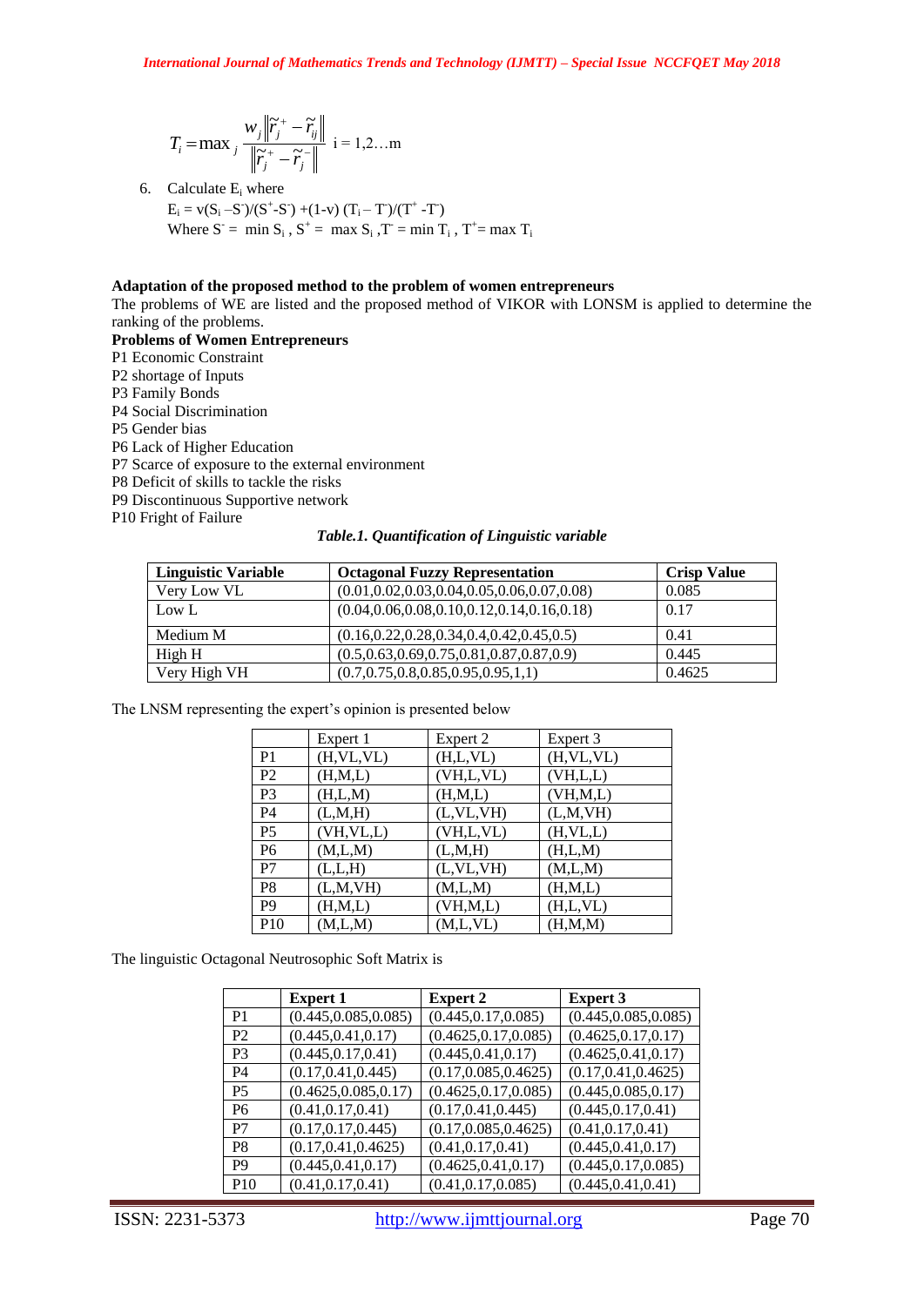$$T_i = \max_j \frac{w_j \left\| \tilde{r}_j^+ - \tilde{r}_{ij} \right\|}{\left\| \tilde{r}_j^+ - \tilde{r}_j^- \right\|} \quad i = 1,2\ldots m$$

6. Calculate $E_i$ where

   $E_i = v(S_i - S^-)/(S^+ - S^-) + (1-v)(T_i - T^-)/(T^+ - T^-)$

   Where $S^- = \min S_i$, $S^+ = \max S_i$, $T^- = \min T_i$, $T^+ = \max T_i$

**Adaptation of the proposed method to the problem of women entrepreneurs**

The problems of WE are listed and the proposed method of VIKOR with LONSM is applied to determine the ranking of the problems.

**Problems of Women Entrepreneurs**

P1 Economic Constraint
P2 shortage of Inputs
P3 Family Bonds
P4 Social Discrimination
P5 Gender bias
P6 Lack of Higher Education
P7 Scarce of exposure to the external environment
P8 Deficit of skills to tackle the risks
P9 Discontinuous Supportive network
P10 Fright of Failure

***Table.1. Quantification of Linguistic variable***

| **Linguistic Variable** | **Octagonal Fuzzy Representation** | **Crisp Value** |
|---|---|---|
| Very Low VL | (0.01,0.02,0.03,0.04,0.05,0.06,0.07,0.08) | 0.085 |
| Low L | (0.04,0.06,0.08,0.10,0.12,0.14,0.16,0.18) | 0.17 |
| Medium M | (0.16,0.22,0.28,0.34,0.4,0.42,0.45,0.5) | 0.41 |
| High H | (0.5,0.63,0.69,0.75,0.81,0.87,0.87,0.9) | 0.445 |
| Very High VH | (0.7,0.75,0.8,0.85,0.95,0.95,1,1) | 0.4625 |

The LNSM representing the expert's opinion is presented below

| | Expert 1 | Expert 2 | Expert 3 |
|---|---|---|---|
| P1 | (H,VL,VL) | (H,L,VL) | (H,VL,VL) |
| P2 | (H,M,L) | (VH,L,VL) | (VH,L,L) |
| P3 | (H,L,M) | (H,M,L) | (VH,M,L) |
| P4 | (L,M,H) | (L,VL,VH) | (L,M,VH) |
| P5 | (VH,VL,L) | (VH,L,VL) | (H,VL,L) |
| P6 | (M,L,M) | (L,M,H) | (H,L,M) |
| P7 | (L,L,H) | (L,VL,VH) | (M,L,M) |
| P8 | (L,M,VH) | (M,L,M) | (H,M,L) |
| P9 | (H,M,L) | (VH,M,L) | (H,L,VL) |
| P10 | (M,L,M) | (M,L,VL) | (H,M,M) |

The linguistic Octagonal Neutrosophic Soft Matrix is

| | **Expert 1** | **Expert 2** | **Expert 3** |
|---|---|---|---|
| P1 | (0.445,0.085,0.085) | (0.445,0.17,0.085) | (0.445,0.085,0.085) |
| P2 | (0.445,0.41,0.17) | (0.4625,0.17,0.085) | (0.4625,0.17,0.17) |
| P3 | (0.445,0.17,0.41) | (0.445,0.41,0.17) | (0.4625,0.41,0.17) |
| P4 | (0.17,0.41,0.445) | (0.17,0.085,0.4625) | (0.17,0.41,0.4625) |
| P5 | (0.4625,0.085,0.17) | (0.4625,0.17,0.085) | (0.445,0.085,0.17) |
| P6 | (0.41,0.17,0.41) | (0.17,0.41,0.445) | (0.445,0.17,0.41) |
| P7 | (0.17,0.17,0.445) | (0.17,0.085,0.4625) | (0.41,0.17,0.41) |
| P8 | (0.17,0.41,0.4625) | (0.41,0.17,0.41) | (0.445,0.41,0.17) |
| P9 | (0.445,0.41,0.17) | (0.4625,0.41,0.17) | (0.445,0.17,0.085) |
| P10 | (0.41,0.17,0.41) | (0.41,0.17,0.085) | (0.445,0.41,0.41) |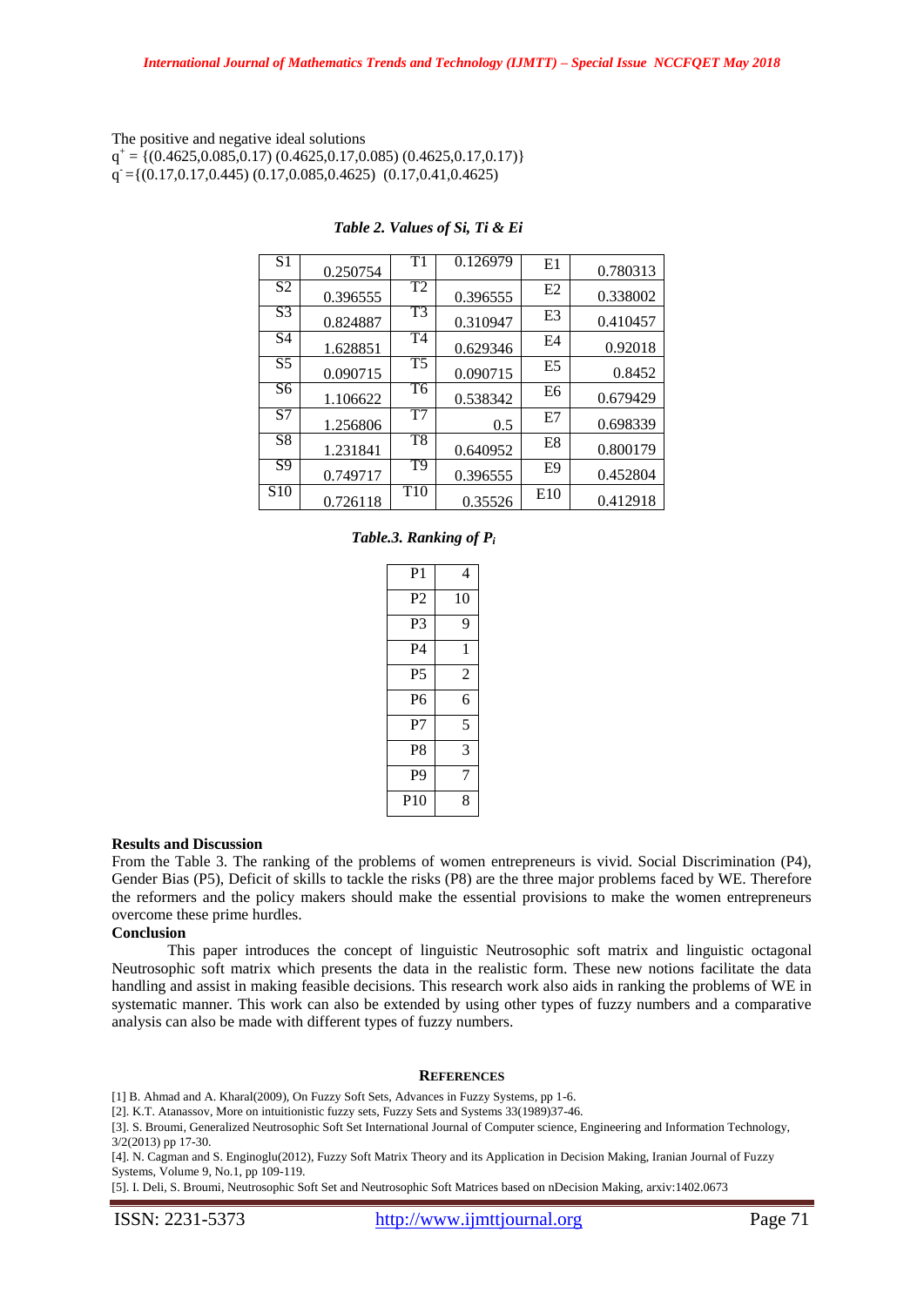The positive and negative ideal solutions

$q^+ = \{(0.4625,0.085,0.17)\ (0.4625,0.17,0.085)\ (0.4625,0.17,0.17)\}$

$q^- = \{(0.17,0.17,0.445)\ (0.17,0.085,0.4625)\ \ (0.17,0.41,0.4625)$

***Table 2. Values of Si, Ti & Ei***

| | | | | | |
|---|---|---|---|---|---|
| S1 | 0.250754 | T1 | 0.126979 | E1 | 0.780313 |
| S2 | 0.396555 | T2 | 0.396555 | E2 | 0.338002 |
| S3 | 0.824887 | T3 | 0.310947 | E3 | 0.410457 |
| S4 | 1.628851 | T4 | 0.629346 | E4 | 0.92018 |
| S5 | 0.090715 | T5 | 0.090715 | E5 | 0.8452 |
| S6 | 1.106622 | T6 | 0.538342 | E6 | 0.679429 |
| S7 | 1.256806 | T7 | 0.5 | E7 | 0.698339 |
| S8 | 1.231841 | T8 | 0.640952 | E8 | 0.800179 |
| S9 | 0.749717 | T9 | 0.396555 | E9 | 0.452804 |
| S10 | 0.726118 | T10 | 0.35526 | E10 | 0.412918 |

***Table.3. Ranking of $P_i$***

| | |
|---|---|
| P1 | 4 |
| P2 | 10 |
| P3 | 9 |
| P4 | 1 |
| P5 | 2 |
| P6 | 6 |
| P7 | 5 |
| P8 | 3 |
| P9 | 7 |
| P10 | 8 |

**Results and Discussion**

From the Table 3. The ranking of the problems of women entrepreneurs is vivid. Social Discrimination (P4), Gender Bias (P5), Deficit of skills to tackle the risks (P8) are the three major problems faced by WE. Therefore the reformers and the policy makers should make the essential provisions to make the women entrepreneurs overcome these prime hurdles.

**Conclusion**

This paper introduces the concept of linguistic Neutrosophic soft matrix and linguistic octagonal Neutrosophic soft matrix which presents the data in the realistic form. These new notions facilitate the data handling and assist in making feasible decisions. This research work also aids in ranking the problems of WE in systematic manner. This work can also be extended by using other types of fuzzy numbers and a comparative analysis can also be made with different types of fuzzy numbers.

## REFERENCES

[1] B. Ahmad and A. Kharal(2009), On Fuzzy Soft Sets, Advances in Fuzzy Systems, pp 1-6.

[2]. K.T. Atanassov, More on intuitionistic fuzzy sets, Fuzzy Sets and Systems 33(1989)37-46.

[3]. S. Broumi, Generalized Neutrosophic Soft Set International Journal of Computer science, Engineering and Information Technology, 3/2(2013) pp 17-30.

[4]. N. Cagman and S. Enginoglu(2012), Fuzzy Soft Matrix Theory and its Application in Decision Making, Iranian Journal of Fuzzy Systems, Volume 9, No.1, pp 109-119.

[5]. I. Deli, S. Broumi, Neutrosophic Soft Set and Neutrosophic Soft Matrices based on nDecision Making, arxiv:1402.0673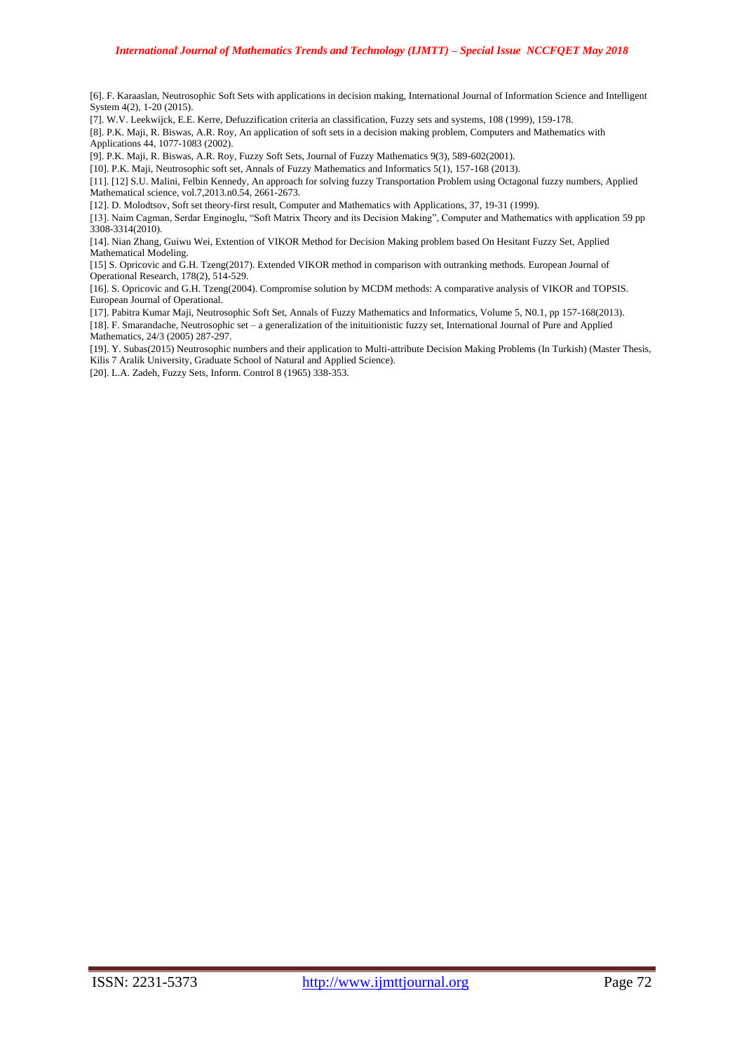[6]. F. Karaaslan, Neutrosophic Soft Sets with applications in decision making, International Journal of Information Science and Intelligent System 4(2), 1-20 (2015).

[7]. W.V. Leekwijck, E.E. Kerre, Defuzzification criteria an classification, Fuzzy sets and systems, 108 (1999), 159-178.

[8]. P.K. Maji, R. Biswas, A.R. Roy, An application of soft sets in a decision making problem, Computers and Mathematics with Applications 44, 1077-1083 (2002).

[9]. P.K. Maji, R. Biswas, A.R. Roy, Fuzzy Soft Sets, Journal of Fuzzy Mathematics 9(3), 589-602(2001).

[10]. P.K. Maji, Neutrosophic soft set, Annals of Fuzzy Mathematics and Informatics 5(1), 157-168 (2013).

[11]. [12] S.U. Malini, Felbin Kennedy, An approach for solving fuzzy Transportation Problem using Octagonal fuzzy numbers, Applied Mathematical science, vol.7,2013.n0.54, 2661-2673.

[12]. D. Molodtsov, Soft set theory-first result, Computer and Mathematics with Applications, 37, 19-31 (1999).

[13]. Naim Cagman, Serdar Enginoglu, "Soft Matrix Theory and its Decision Making", Computer and Mathematics with application 59 pp 3308-3314(2010).

[14]. Nian Zhang, Guiwu Wei, Extention of VIKOR Method for Decision Making problem based On Hesitant Fuzzy Set, Applied Mathematical Modeling.

[15] S. Opricovic and G.H. Tzeng(2017). Extended VIKOR method in comparison with outranking methods. European Journal of Operational Research, 178(2), 514-529.

[16]. S. Opricovic and G.H. Tzeng(2004). Compromise solution by MCDM methods: A comparative analysis of VIKOR and TOPSIS. European Journal of Operational.

[17]. Pabitra Kumar Maji, Neutrosophic Soft Set, Annals of Fuzzy Mathematics and Informatics, Volume 5, N0.1, pp 157-168(2013).

[18]. F. Smarandache, Neutrosophic set – a generalization of the inituitionistic fuzzy set, International Journal of Pure and Applied Mathematics, 24/3 (2005) 287-297.

[19]. Y. Subas(2015) Neutrosophic numbers and their application to Multi-attribute Decision Making Problems (In Turkish) (Master Thesis, Kilis 7 Aralik University, Graduate School of Natural and Applied Science).

[20]. L.A. Zadeh, Fuzzy Sets, Inform. Control 8 (1965) 338-353.